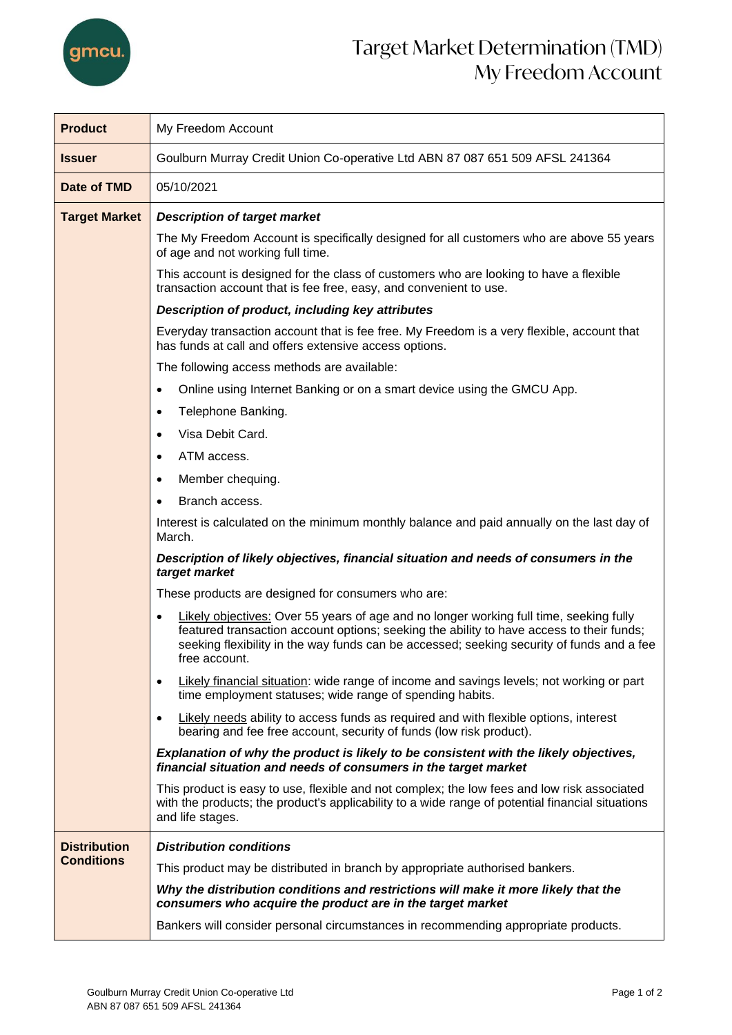# Target Market Determination (TMD)
# My Freedom Account

| | |
|---|---|
| **Product** | My Freedom Account |
| **Issuer** | Goulburn Murray Credit Union Co-operative Ltd ABN 87 087 651 509 AFSL 241364 |
| **Date of TMD** | 05/10/2021 |
| **Target Market** | ***Description of target market***<br><br>The My Freedom Account is specifically designed for all customers who are above 55 years of age and not working full time.<br><br>This account is designed for the class of customers who are looking to have a flexible transaction account that is fee free, easy, and convenient to use.<br><br>***Description of product, including key attributes***<br><br>Everyday transaction account that is fee free. My Freedom is a very flexible, account that has funds at call and offers extensive access options.<br><br>The following access methods are available:<br>• Online using Internet Banking or on a smart device using the GMCU App.<br>• Telephone Banking.<br>• Visa Debit Card.<br>• ATM access.<br>• Member chequing.<br>• Branch access.<br><br>Interest is calculated on the minimum monthly balance and paid annually on the last day of March.<br><br>***Description of likely objectives, financial situation and needs of consumers in the target market***<br><br>These products are designed for consumers who are:<br>• Likely objectives: Over 55 years of age and no longer working full time, seeking fully featured transaction account options; seeking the ability to have access to their funds; seeking flexibility in the way funds can be accessed; seeking security of funds and a fee free account.<br>• Likely financial situation: wide range of income and savings levels; not working or part time employment statuses; wide range of spending habits.<br>• Likely needs ability to access funds as required and with flexible options, interest bearing and fee free account, security of funds (low risk product).<br><br>***Explanation of why the product is likely to be consistent with the likely objectives, financial situation and needs of consumers in the target market***<br><br>This product is easy to use, flexible and not complex; the low fees and low risk associated with the products; the product's applicability to a wide range of potential financial situations and life stages. |
| **Distribution Conditions** | ***Distribution conditions***<br><br>This product may be distributed in branch by appropriate authorised bankers.<br><br>***Why the distribution conditions and restrictions will make it more likely that the consumers who acquire the product are in the target market***<br><br>Bankers will consider personal circumstances in recommending appropriate products. |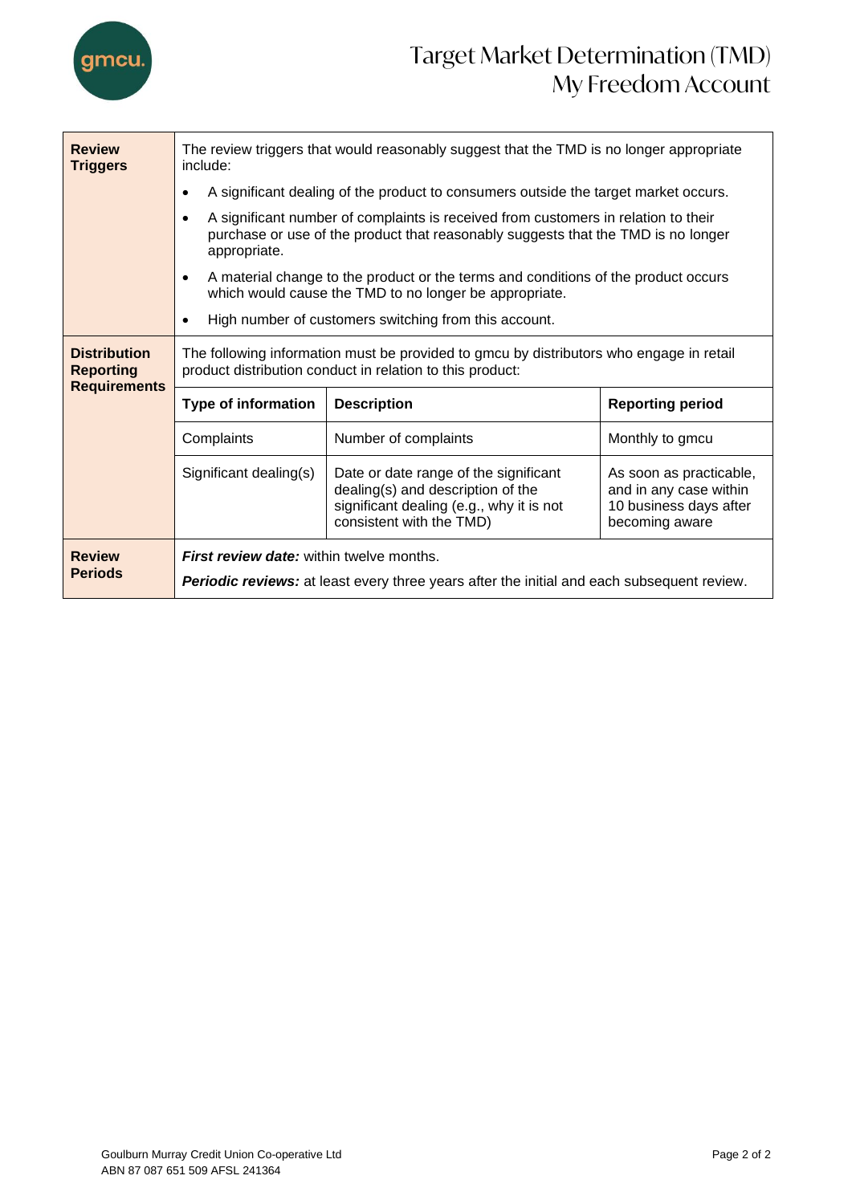# Target Market Determination (TMD)
## My Freedom Account

| | | | |
|---|---|---|---|
| **Review Triggers** | The review triggers that would reasonably suggest that the TMD is no longer appropriate include:<br>• A significant dealing of the product to consumers outside the target market occurs.<br>• A significant number of complaints is received from customers in relation to their purchase or use of the product that reasonably suggests that the TMD is no longer appropriate.<br>• A material change to the product or the terms and conditions of the product occurs which would cause the TMD to no longer be appropriate.<br>• High number of customers switching from this account. | | |
| **Distribution Reporting Requirements** | The following information must be provided to gmcu by distributors who engage in retail product distribution conduct in relation to this product: | | |
| | **Type of information** | **Description** | **Reporting period** |
| | Complaints | Number of complaints | Monthly to gmcu |
| | Significant dealing(s) | Date or date range of the significant dealing(s) and description of the significant dealing (e.g., why it is not consistent with the TMD) | As soon as practicable, and in any case within 10 business days after becoming aware |
| **Review Periods** | ***First review date:*** within twelve months.<br>***Periodic reviews:*** at least every three years after the initial and each subsequent review. | | |

Goulburn Murray Credit Union Co-operative Ltd
ABN 87 087 651 509 AFSL 241364